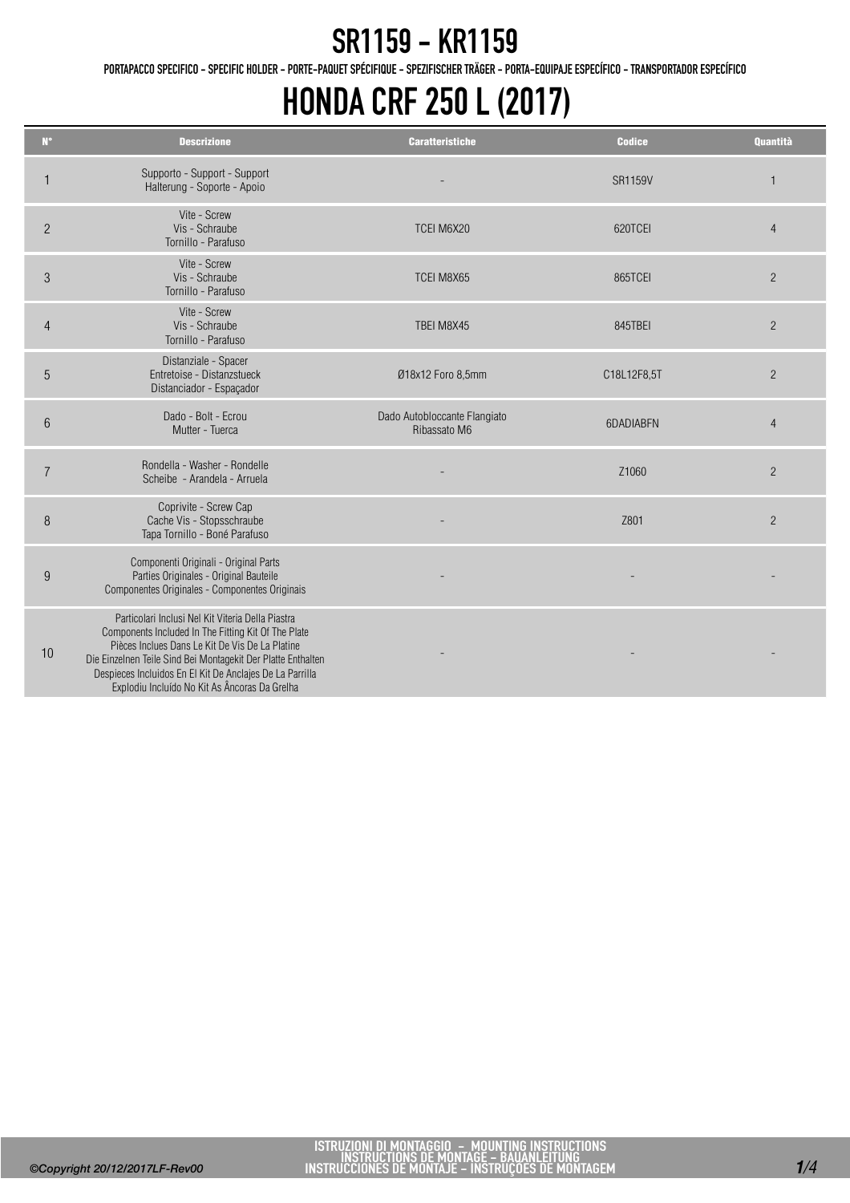# SR1159 - KR1159

PORTAPACCO SPECIFICO - SPECIFIC HOLDER - PORTE-PAQUET SPÉCIFIQUE - SPEZIFISCHER TRÄGER - PORTA-EQUIPAJE ESPECÍFICO - TRANSPORTADOR ESPECÍFICO

# HONDA CRF 250 L (2017)

| N° | Descrizione | Caratteristiche | Codice | Quantità |
|---|---|---|---|---|
| 1 | Supporto - Support - Support<br>Halterung - Soporte - Apoio | - | SR1159V | 1 |
| 2 | Vite - Screw<br>Vis - Schraube<br>Tornillo - Parafuso | TCEI M6X20 | 620TCEI | 4 |
| 3 | Vite - Screw<br>Vis - Schraube<br>Tornillo - Parafuso | TCEI M8X65 | 865TCEI | 2 |
| 4 | Vite - Screw<br>Vis - Schraube<br>Tornillo - Parafuso | TBEI M8X45 | 845TBEI | 2 |
| 5 | Distanziale - Spacer<br>Entretoise - Distanzstueck<br>Distanciador - Espaçador | Ø18x12 Foro 8,5mm | C18L12F8,5T | 2 |
| 6 | Dado - Bolt - Ecrou<br>Mutter - Tuerca | Dado Autobloccante Flangiato<br>Ribassato M6 | 6DADIABFN | 4 |
| 7 | Rondella - Washer - Rondelle<br>Scheibe - Arandela - Arruela | - | Z1060 | 2 |
| 8 | Coprivite - Screw Cap<br>Cache Vis - Stopsschraube<br>Tapa Tornillo - Boné Parafuso | - | Z801 | 2 |
| 9 | Componenti Originali - Original Parts<br>Parties Originales - Original Bauteile<br>Componentes Originales - Componentes Originais | - | - | - |
| 10 | Particolari Inclusi Nel Kit Viteria Della Piastra<br>Components Included In The Fitting Kit Of The Plate<br>Pièces Inclues Dans Le Kit De Vis De La Platine<br>Die Einzelnen Teile Sind Bei Montagekit Der Platte Enthalten<br>Despieces Incluidos En El Kit De Anclajes De La Parrilla<br>Explodiu Incluído No Kit As Âncoras Da Grelha | - | - | - |

ISTRUZIONI DI MONTAGGIO - MOUNTING INSTRUCTIONS
INSTRUCTIONS DE MONTAGE - BAUANLEITUNG
INSTRUCCIONES DE MONTAJE - INSTRUÇÕES DE MONTAGEM

©Copyright 20/12/2017LF-Rev00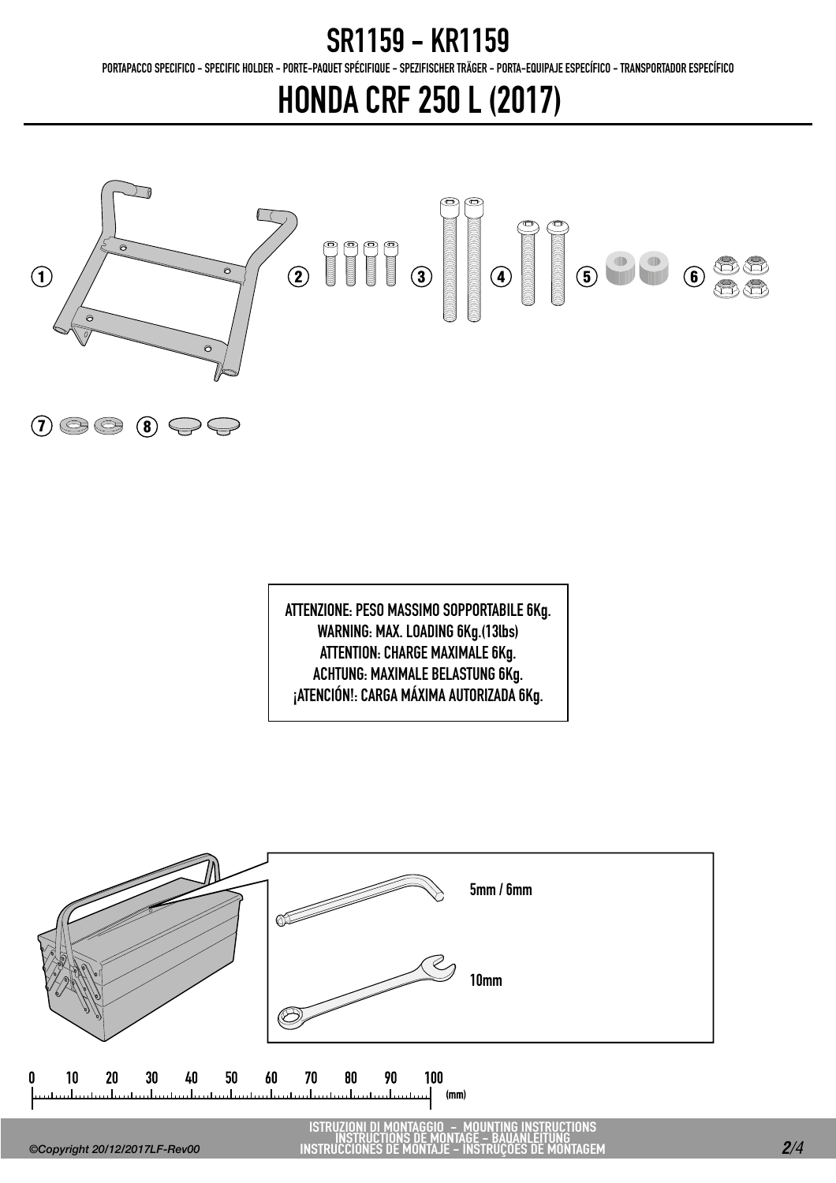# SR1159 - KR1159

PORTAPACCO SPECIFICO - SPECIFIC HOLDER - PORTE-PAQUET SPÉCIFIQUE - SPEZIFISCHER TRÄGER - PORTA-EQUIPAJE ESPECÍFICO - TRANSPORTADOR ESPECÍFICO

# HONDA CRF 250 L (2017)

1 2 3 4 5 6

7 8

ATTENZIONE: PESO MASSIMO SOPPORTABILE 6Kg.
WARNING: MAX. LOADING 6Kg.(13lbs)
ATTENTION: CHARGE MAXIMALE 6Kg.
ACHTUNG: MAXIMALE BELASTUNG 6Kg.
¡ATENCIÓN!: CARGA MÁXIMA AUTORIZADA 6Kg.

5mm / 6mm

10mm

0 10 20 30 40 50 60 70 80 90 100 (mm)

ISTRUZIONI DI MONTAGGIO - MOUNTING INSTRUCTIONS
INSTRUCTIONS DE MONTAGE - BAUANLEITUNG
INSTRUCCIONES DE MONTAJE - INSTRUÇOES DE MONTAGEM

©Copyright 20/12/2017LF-Rev00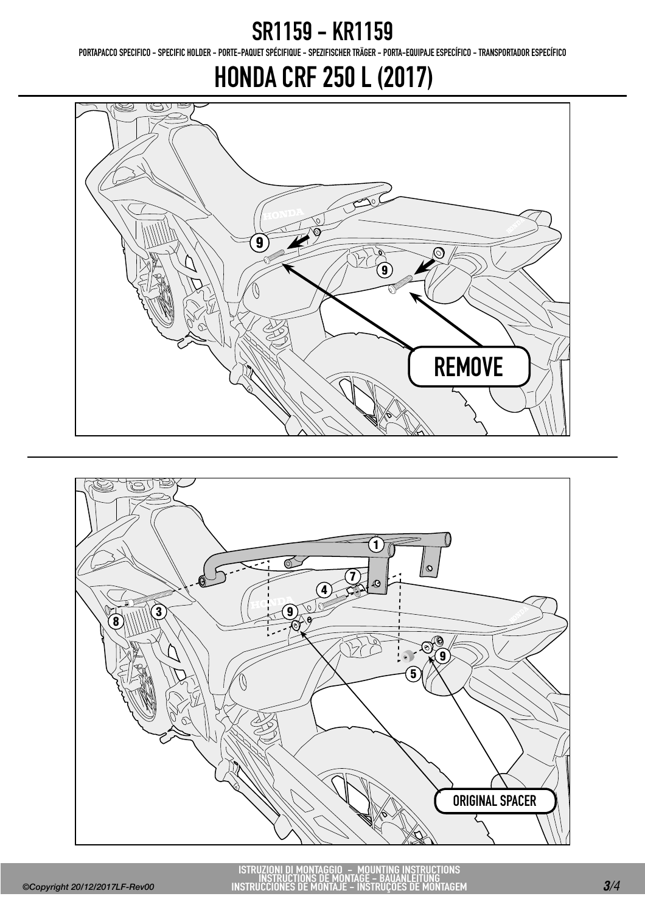# SR1159 - KR1159

PORTAPACCO SPECIFICO - SPECIFIC HOLDER - PORTE-PAQUET SPÉCIFIQUE - SPEZIFISCHER TRÄGER - PORTA-EQUIPAJE ESPECÍFICO - TRANSPORTADOR ESPECÍFICO

# HONDA CRF 250 L (2017)

9

9

REMOVE

1

7

4

9

3

8

9

5

ORIGINAL SPACER

ISTRUZIONI DI MONTAGGIO - MOUNTING INSTRUCTIONS
INSTRUCTIONS DE MONTAGE - BAUANLEITUNG
INSTRUCCIONES DE MONTAJE - INSTRUÇOES DE MONTAGEM

©Copyright 20/12/2017LF-Rev00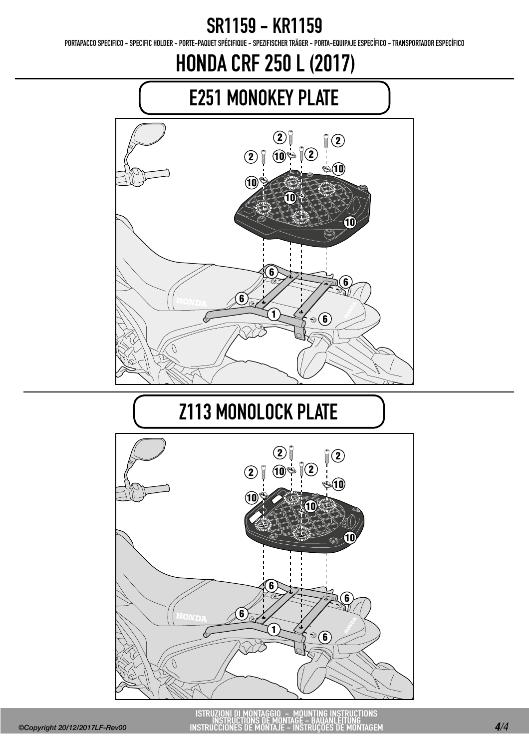# SR1159 - KR1159

PORTAPACCO SPECIFICO - SPECIFIC HOLDER - PORTE-PAQUET SPÉCIFIQUE - SPEZIFISCHER TRÄGER - PORTA-EQUIPAJE ESPECÍFICO - TRANSPORTADOR ESPECÍFICO

# HONDA CRF 250 L (2017)

## E251 MONOKEY PLATE

2
2
2
2
10
10
10
10
10
6
6
6
1
6

## Z113 MONOLOCK PLATE

2
2
2
2
10
10
10
10
10
6
6
6
1
6

ISTRUZIONI DI MONTAGGIO - MOUNTING INSTRUCTIONS
INSTRUCTIONS DE MONTAGE - BAUANLEITUNG
INSTRUCCIONES DE MONTAJE - INSTRUÇOES DE MONTAGEM

©Copyright 20/12/2017LF-Rev00